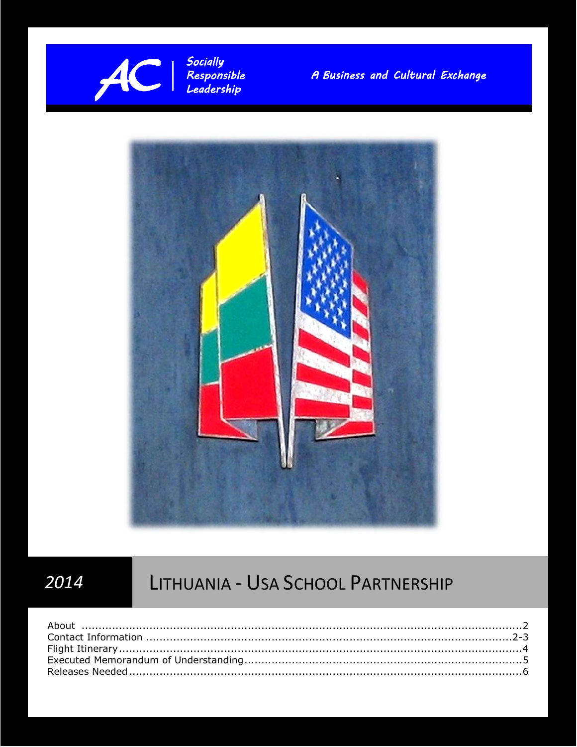AC | Socially Responsible Leadership

*A Business and Cultural Exchange*

*2014*

# LITHUANIA - USA SCHOOL PARTNERSHIP

About ....................................................................................................................2
Contact Information ...........................................................................................2-3
Flight Itinerary.........................................................................................................4
Executed Memorandum of Understanding.................................................................5
Releases Needed.....................................................................................................6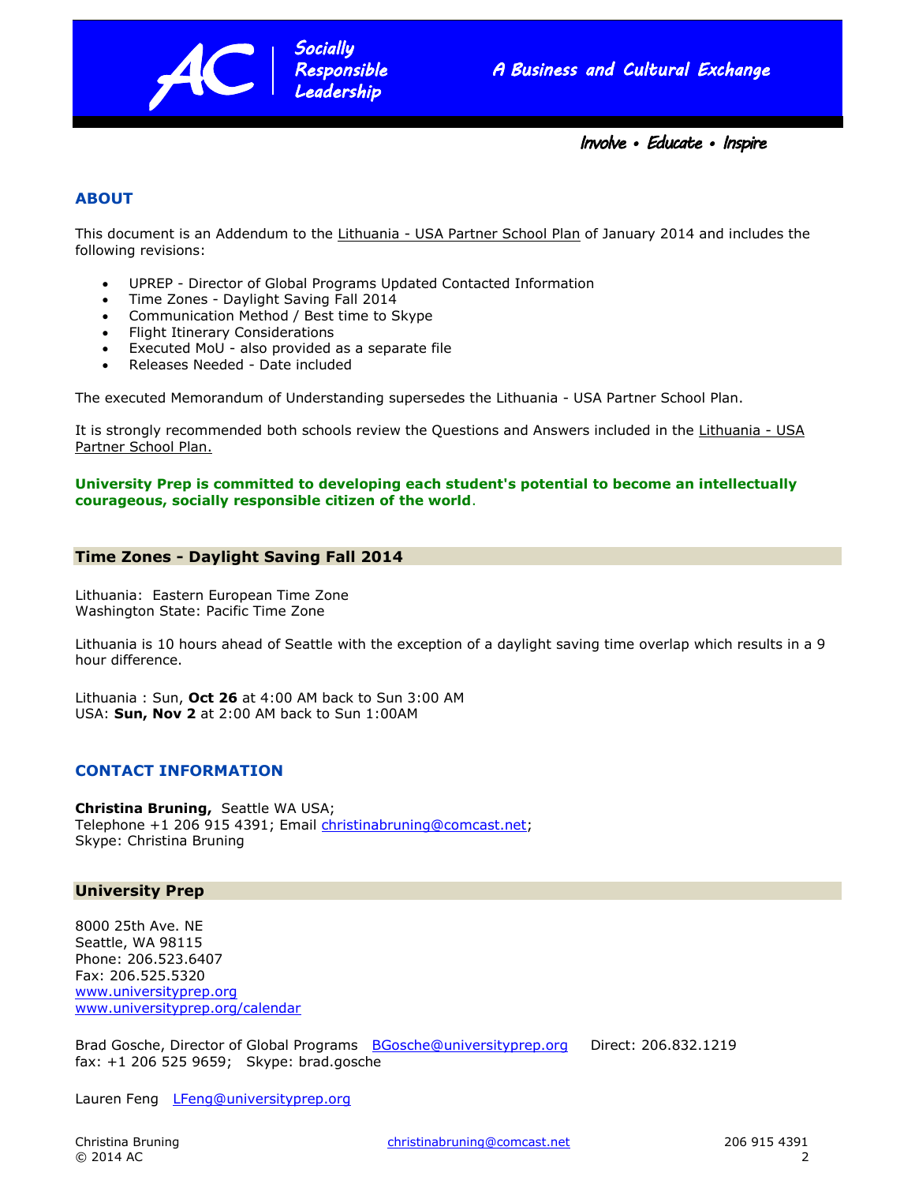AC | Socially Responsible Leadership

*A Business and Cultural Exchange*

*Involve • Educate • Inspire*

## ABOUT

This document is an Addendum to the Lithuania - USA Partner School Plan of January 2014 and includes the following revisions:

- UPREP - Director of Global Programs Updated Contacted Information
- Time Zones - Daylight Saving Fall 2014
- Communication Method / Best time to Skype
- Flight Itinerary Considerations
- Executed MoU - also provided as a separate file
- Releases Needed - Date included

The executed Memorandum of Understanding supersedes the Lithuania - USA Partner School Plan.

It is strongly recommended both schools review the Questions and Answers included in the Lithuania - USA Partner School Plan.

**University Prep is committed to developing each student's potential to become an intellectually courageous, socially responsible citizen of the world**.

### Time Zones - Daylight Saving Fall 2014

Lithuania: Eastern European Time Zone
Washington State: Pacific Time Zone

Lithuania is 10 hours ahead of Seattle with the exception of a daylight saving time overlap which results in a 9 hour difference.

Lithuania : Sun, **Oct 26** at 4:00 AM back to Sun 3:00 AM
USA: **Sun, Nov 2** at 2:00 AM back to Sun 1:00AM

## CONTACT INFORMATION

**Christina Bruning,** Seattle WA USA;
Telephone +1 206 915 4391; Email christinabruning@comcast.net;
Skype: Christina Bruning

### University Prep

8000 25th Ave. NE
Seattle, WA 98115
Phone: 206.523.6407
Fax: 206.525.5320
www.universityprep.org
www.universityprep.org/calendar

Brad Gosche, Director of Global Programs BGosche@universityprep.org Direct: 206.832.1219
fax: +1 206 525 9659; Skype: brad.gosche

Lauren Feng LFeng@universityprep.org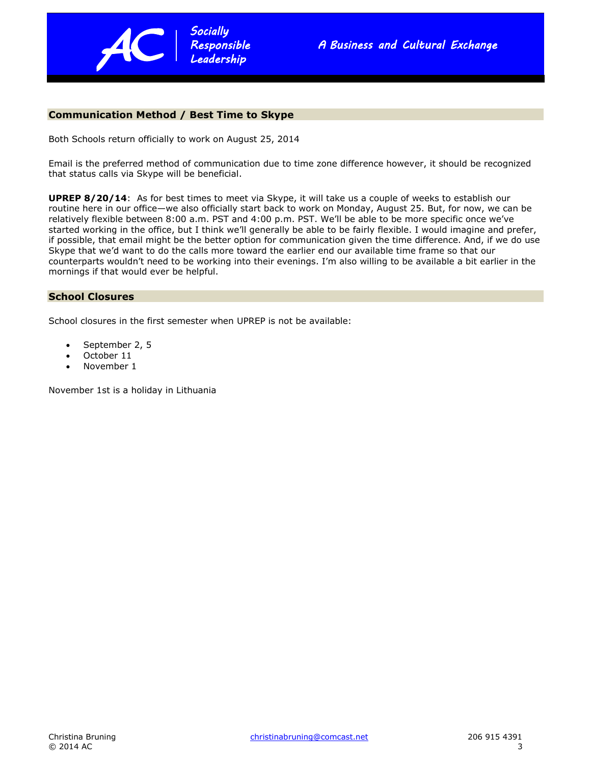## Communication Method / Best Time to Skype

Both Schools return officially to work on August 25, 2014

Email is the preferred method of communication due to time zone difference however, it should be recognized that status calls via Skype will be beneficial.

**UPREP 8/20/14**: As for best times to meet via Skype, it will take us a couple of weeks to establish our routine here in our office—we also officially start back to work on Monday, August 25. But, for now, we can be relatively flexible between 8:00 a.m. PST and 4:00 p.m. PST. We'll be able to be more specific once we've started working in the office, but I think we'll generally be able to be fairly flexible. I would imagine and prefer, if possible, that email might be the better option for communication given the time difference. And, if we do use Skype that we'd want to do the calls more toward the earlier end our available time frame so that our counterparts wouldn't need to be working into their evenings. I'm also willing to be available a bit earlier in the mornings if that would ever be helpful.

## School Closures

School closures in the first semester when UPREP is not be available:

- September 2, 5
- October 11
- November 1

November 1st is a holiday in Lithuania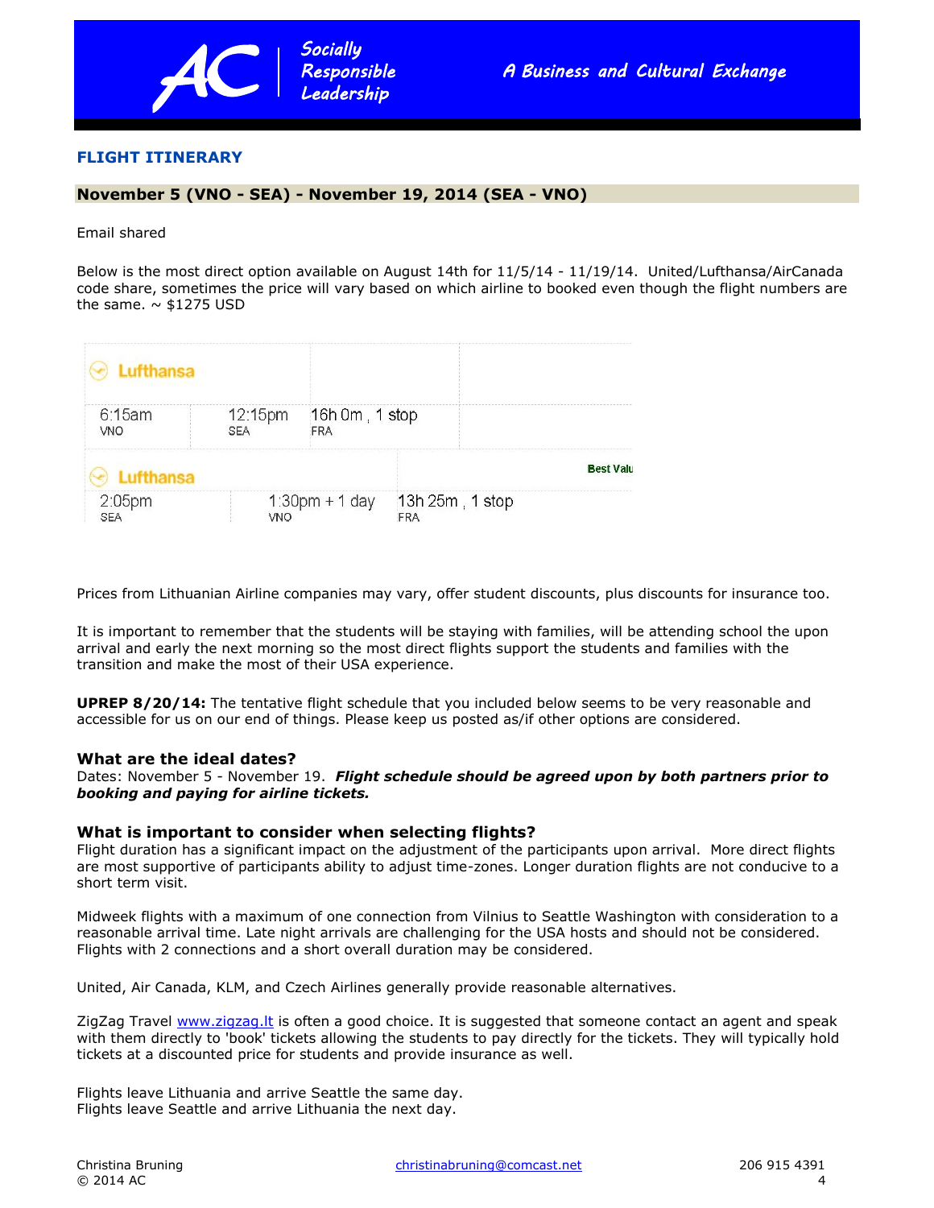## FLIGHT ITINERARY

**November 5 (VNO - SEA) - November 19, 2014 (SEA - VNO)**

Email shared

Below is the most direct option available on August 14th for 11/5/14 - 11/19/14. United/Lufthansa/AirCanada code share, sometimes the price will vary based on which airline to booked even though the flight numbers are the same. ~ $1275 USD

| Lufthansa | | | |
|---|---|---|---|
| 6:15am VNO | 12:15pm SEA | 16h 0m , 1 stop FRA | |
| **Lufthansa** | | | Best Valu |
| 2:05pm SEA | 1:30pm + 1 day VNO | 13h 25m , 1 stop FRA | |

Prices from Lithuanian Airline companies may vary, offer student discounts, plus discounts for insurance too.

It is important to remember that the students will be staying with families, will be attending school the upon arrival and early the next morning so the most direct flights support the students and families with the transition and make the most of their USA experience.

**UPREP 8/20/14:** The tentative flight schedule that you included below seems to be very reasonable and accessible for us on our end of things. Please keep us posted as/if other options are considered.

### What are the ideal dates?

Dates: November 5 - November 19. ***Flight schedule should be agreed upon by both partners prior to booking and paying for airline tickets.***

### What is important to consider when selecting flights?

Flight duration has a significant impact on the adjustment of the participants upon arrival. More direct flights are most supportive of participants ability to adjust time-zones. Longer duration flights are not conducive to a short term visit.

Midweek flights with a maximum of one connection from Vilnius to Seattle Washington with consideration to a reasonable arrival time. Late night arrivals are challenging for the USA hosts and should not be considered. Flights with 2 connections and a short overall duration may be considered.

United, Air Canada, KLM, and Czech Airlines generally provide reasonable alternatives.

ZigZag Travel [www.zigzag.lt](http://www.zigzag.lt) is often a good choice. It is suggested that someone contact an agent and speak with them directly to 'book' tickets allowing the students to pay directly for the tickets. They will typically hold tickets at a discounted price for students and provide insurance as well.

Flights leave Lithuania and arrive Seattle the same day.
Flights leave Seattle and arrive Lithuania the next day.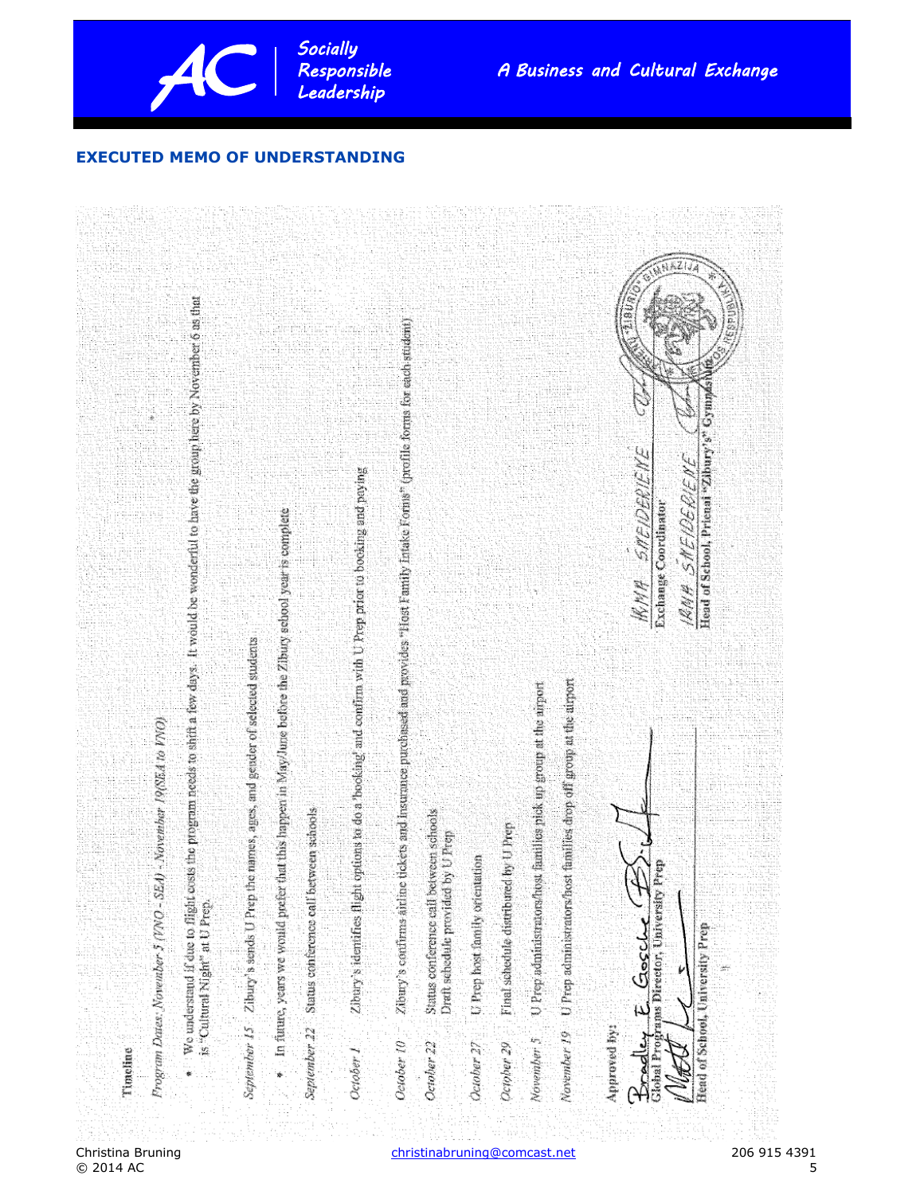## EXECUTED MEMO OF UNDERSTANDING

**Timeline**

*Program Dates: November 5 (VNO - SEA) - November 19(SEA to VNO)*

- We understand if due to flight costs the program needs to shift a few days. It would be wonderful to have the group here by November 6 as that is "Cultural Night" at U Prep.

*September 15* Zibury's sends U Prep the names, ages, and gender of selected students

- In future, years we would prefer that this happen in May/June before the Zibury school year is complete

*September 22* Status conference call between schools

*October 1* Zibury's identifies flight options to do a 'booking' and confirm with U Prep prior to booking and paying

*October 10* Zibury's confirms airline tickets and insurance purchased and provides "Host Family Intake Forms" (profile forms for each student)

*October 22* Status conference call between schools
Draft schedule provided by U Prep

*October 27* U Prep host family orientation

*October 29* Final schedule distributed by U Prep

*November 5* U Prep administrators/host families pick up group at the airport

*November 19* U Prep administrators/host families drop off group at the airport

Approved by:

Bradley E. Gosche
Global Programs Director, University Prep

Head of School, University Prep

IRMA SNEIDERIENE
Exchange Coordinator

IRMA SNEIDERIENE
Head of School, Prienai "Zibury's" Gymnasium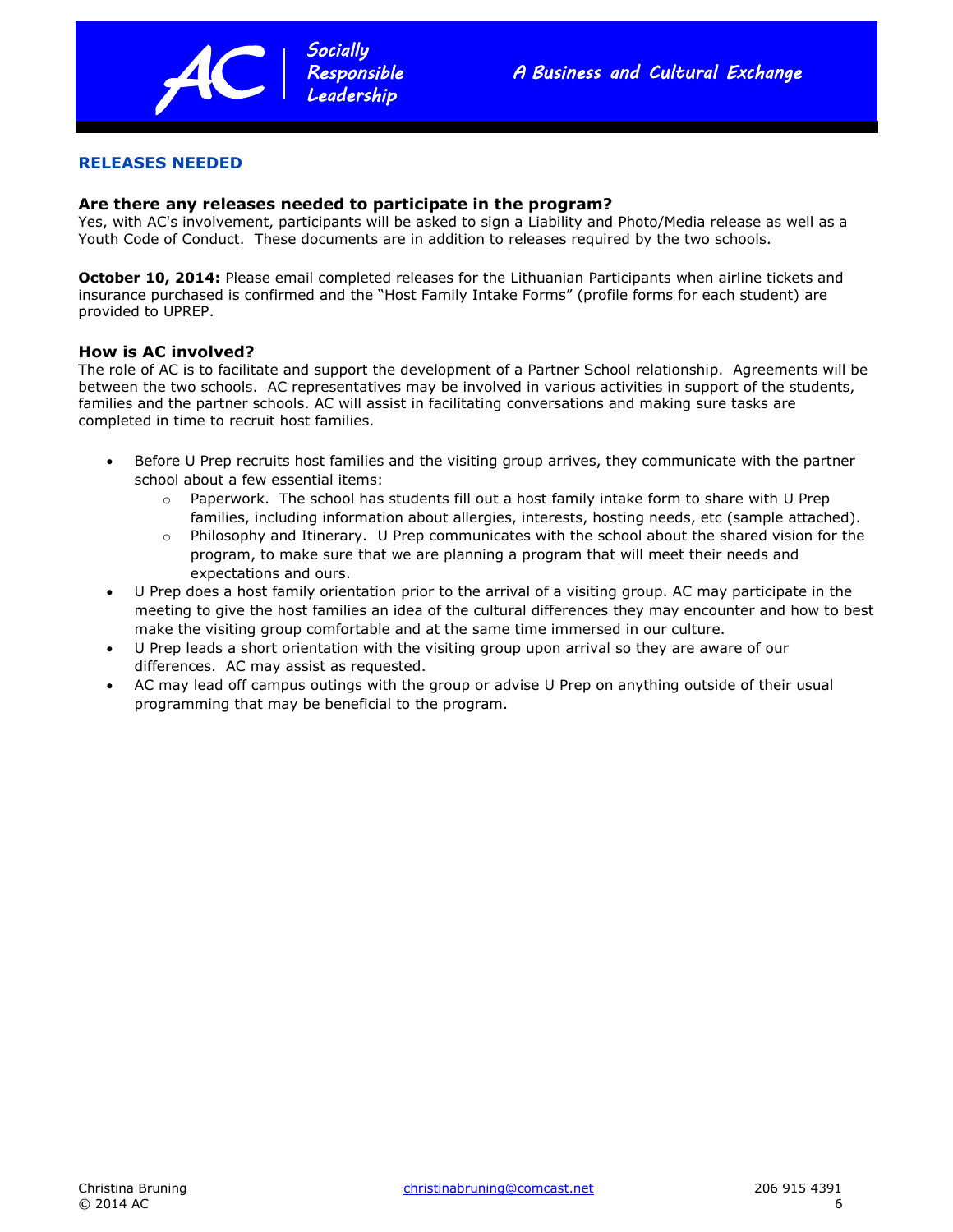## RELEASES NEEDED

### Are there any releases needed to participate in the program?

Yes, with AC's involvement, participants will be asked to sign a Liability and Photo/Media release as well as a Youth Code of Conduct. These documents are in addition to releases required by the two schools.

**October 10, 2014:** Please email completed releases for the Lithuanian Participants when airline tickets and insurance purchased is confirmed and the "Host Family Intake Forms" (profile forms for each student) are provided to UPREP.

### How is AC involved?

The role of AC is to facilitate and support the development of a Partner School relationship. Agreements will be between the two schools. AC representatives may be involved in various activities in support of the students, families and the partner schools. AC will assist in facilitating conversations and making sure tasks are completed in time to recruit host families.

- Before U Prep recruits host families and the visiting group arrives, they communicate with the partner school about a few essential items:
    - Paperwork. The school has students fill out a host family intake form to share with U Prep families, including information about allergies, interests, hosting needs, etc (sample attached).
    - Philosophy and Itinerary. U Prep communicates with the school about the shared vision for the program, to make sure that we are planning a program that will meet their needs and expectations and ours.
- U Prep does a host family orientation prior to the arrival of a visiting group. AC may participate in the meeting to give the host families an idea of the cultural differences they may encounter and how to best make the visiting group comfortable and at the same time immersed in our culture.
- U Prep leads a short orientation with the visiting group upon arrival so they are aware of our differences. AC may assist as requested.
- AC may lead off campus outings with the group or advise U Prep on anything outside of their usual programming that may be beneficial to the program.